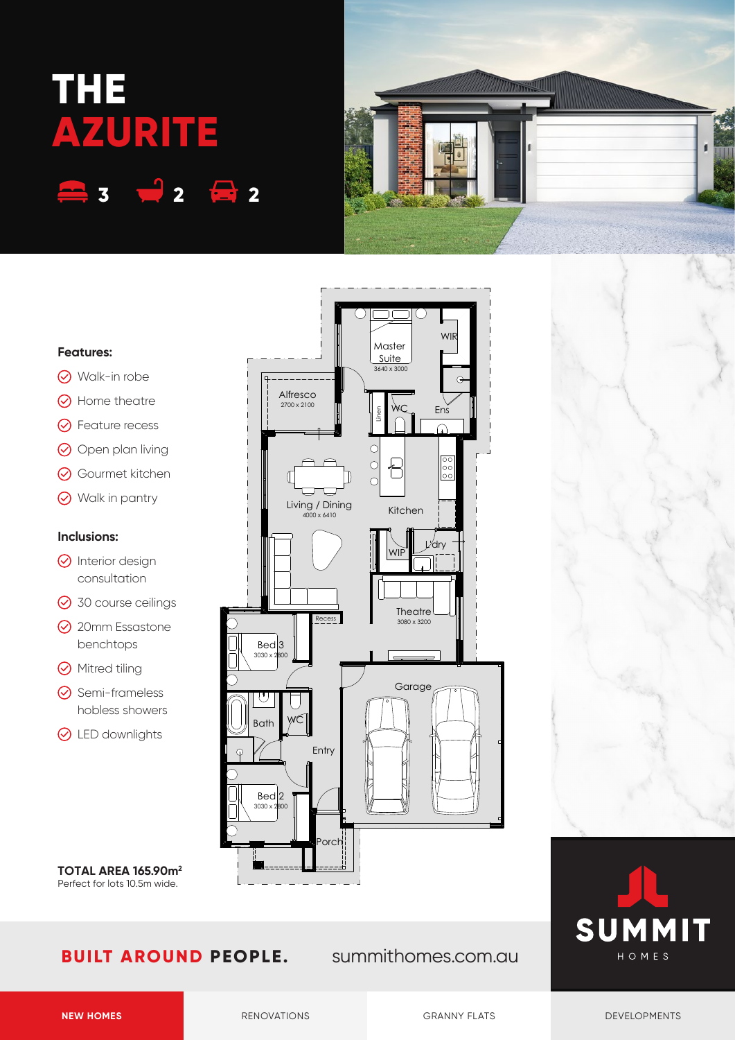# THE AZURITE

3 2 2

**Features:**

- Walk-in robe
- Home theatre
- Feature recess
- Open plan living
- Gourmet kitchen
- Walk in pantry

**Inclusions:**

- Interior design consultation
- 30 course ceilings
- 20mm Essastone benchtops
- Mitred tiling
- Semi-frameless hobless showers
- LED downlights

Master Suite 3640 x 3000
WIR
Alfresco 2700 x 2100
Linen
WC
Ens
Living / Dining 4000 x 6410
Kitchen
WIP
L'dry
Theatre 3080 x 3200
Recess
Bed 3 3030 x 2800
Garage
Bath
WC
Entry
Bed 2 3030 x 2800
Porch

**TOTAL AREA 165.90m²**
Perfect for lots 10.5m wide.

**BUILT AROUND PEOPLE.** summithomes.com.au

SUMMIT HOMES

NEW HOMES | RENOVATIONS | GRANNY FLATS | DEVELOPMENTS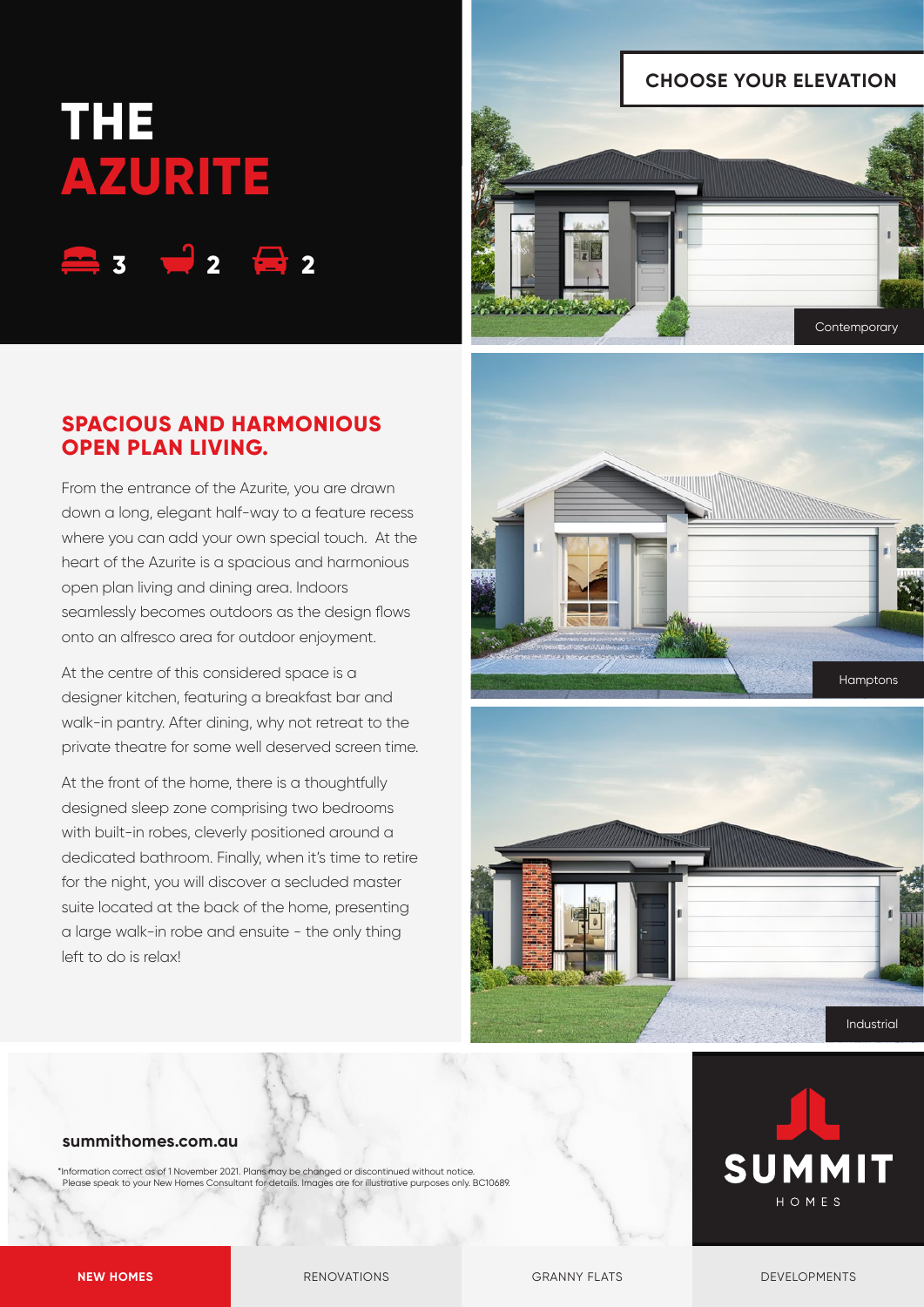# THE AZURITE

3 2 2

CHOOSE YOUR ELEVATION

Contemporary

Hamptons

Industrial

## SPACIOUS AND HARMONIOUS OPEN PLAN LIVING.

From the entrance of the Azurite, you are drawn down a long, elegant half-way to a feature recess where you can add your own special touch. At the heart of the Azurite is a spacious and harmonious open plan living and dining area. Indoors seamlessly becomes outdoors as the design flows onto an alfresco area for outdoor enjoyment.

At the centre of this considered space is a designer kitchen, featuring a breakfast bar and walk-in pantry. After dining, why not retreat to the private theatre for some well deserved screen time.

At the front of the home, there is a thoughtfully designed sleep zone comprising two bedrooms with built-in robes, cleverly positioned around a dedicated bathroom. Finally, when it's time to retire for the night, you will discover a secluded master suite located at the back of the home, presenting a large walk-in robe and ensuite - the only thing left to do is relax!

**summithomes.com.au**

*Information correct as of 1 November 2021. Plans may be changed or discontinued without notice. Please speak to your New Homes Consultant for details. Images are for illustrative purposes only. BC10689.

SUMMIT HOMES

NEW HOMES | RENOVATIONS | GRANNY FLATS | DEVELOPMENTS